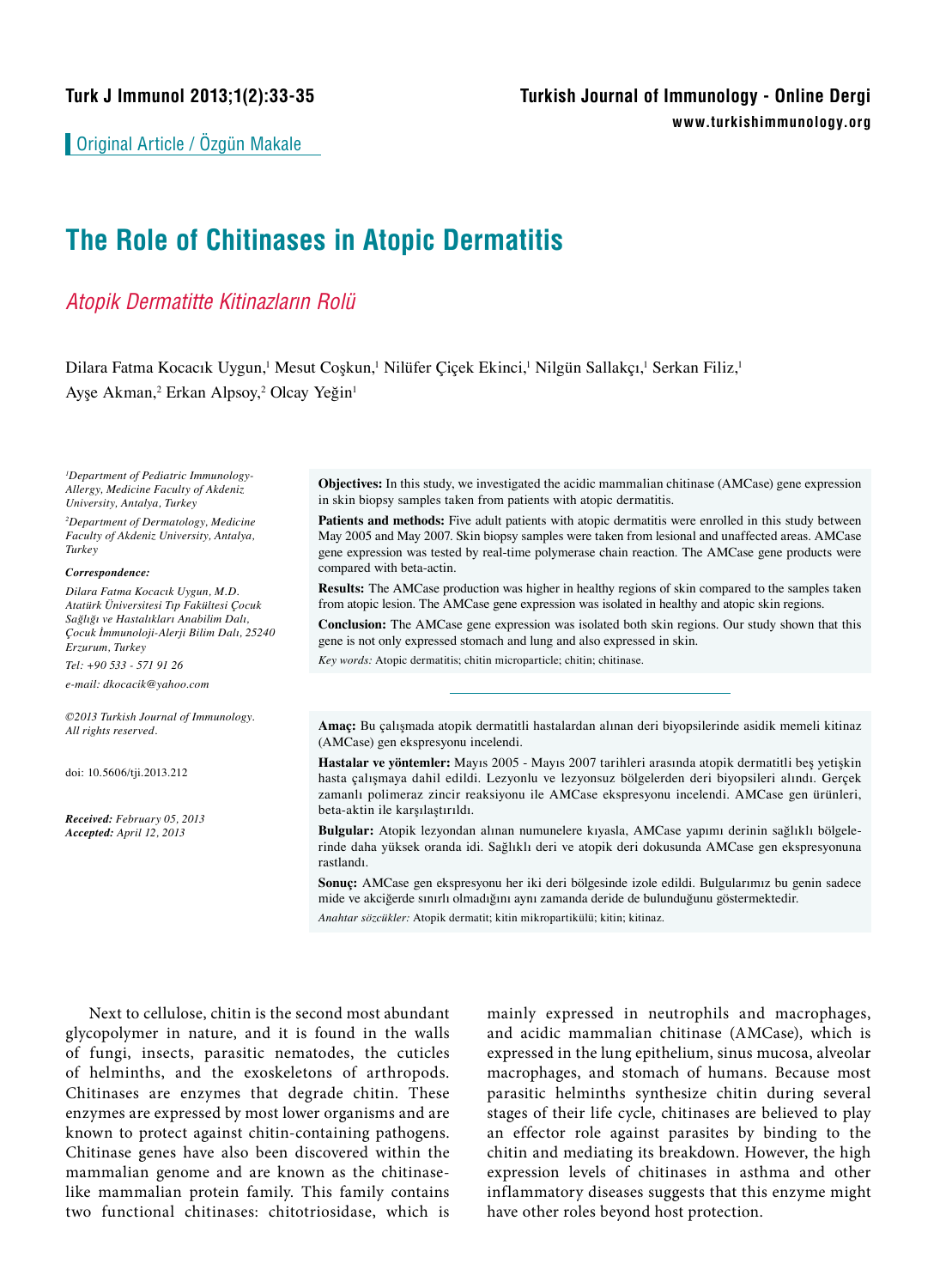Original Article / Özgün Makale

# The Role of Chitinases in Atopic Dermatitis

## *Atopik Dermatitte Kitinazların Rolü*

Dilara Fatma Kocacık Uygun,[1] Mesut Coşkun,[1] Nilüfer Çiçek Ekinci,[1] Nilgün Sallakçı,[1] Serkan Filiz,[1] Ayşe Akman,[2] Erkan Alpsoy,[2] Olcay Yeğin[1]

*[1]Department of Pediatric Immunology-Allergy, Medicine Faculty of Akdeniz University, Antalya, Turkey*

*[2]Department of Dermatology, Medicine Faculty of Akdeniz University, Antalya, Turkey*

***Correspondence:***

*Dilara Fatma Kocacık Uygun, M.D. Atatürk Üniversitesi Tıp Fakültesi Çocuk Sağlığı ve Hastalıkları Anabilim Dalı, Çocuk İmmunoloji-Alerji Bilim Dalı, 25240 Erzurum, Turkey*

*Tel: +90 533 - 571 91 26*

*e-mail: dkocacik@yahoo.com*

*©2013 Turkish Journal of Immunology. All rights reserved.*

doi: 10.5606/tji.2013.212

***Received:*** *February 05, 2013*
***Accepted:*** *April 12, 2013*

**Objectives:** In this study, we investigated the acidic mammalian chitinase (AMCase) gene expression in skin biopsy samples taken from patients with atopic dermatitis.

**Patients and methods:** Five adult patients with atopic dermatitis were enrolled in this study between May 2005 and May 2007. Skin biopsy samples were taken from lesional and unaffected areas. AMCase gene expression was tested by real-time polymerase chain reaction. The AMCase gene products were compared with beta-actin.

**Results:** The AMCase production was higher in healthy regions of skin compared to the samples taken from atopic lesion. The AMCase gene expression was isolated in healthy and atopic skin regions.

**Conclusion:** The AMCase gene expression was isolated both skin regions. Our study shown that this gene is not only expressed stomach and lung and also expressed in skin.

*Key words:* Atopic dermatitis; chitin microparticle; chitin; chitinase.

---

**Amaç:** Bu çalışmada atopik dermatitli hastalardan alınan deri biyopsilerinde asidik memeli kitinaz (AMCase) gen ekspresyonu incelendi.

**Hastalar ve yöntemler:** Mayıs 2005 - Mayıs 2007 tarihleri arasında atopik dermatitli beş yetişkin hasta çalışmaya dahil edildi. Lezyonlu ve lezyonsuz bölgelerden deri biyopsileri alındı. Gerçek zamanlı polimeraz zincir reaksiyonu ile AMCase ekspresyonu incelendi. AMCase gen ürünleri, beta-aktin ile karşılaştırıldı.

**Bulgular:** Atopik lezyondan alınan numunelere kıyasla, AMCase yapımı derinin sağlıklı bölgelerinde daha yüksek oranda idi. Sağlıklı deri ve atopik deri dokusunda AMCase gen ekspresyonuna rastlandı.

**Sonuç:** AMCase gen ekspresyonu her iki deri bölgesinde izole edildi. Bulgularımız bu genin sadece mide ve akciğerde sınırlı olmadığını aynı zamanda deride de bulunduğunu göstermektedir.

*Anahtar sözcükler:* Atopik dermatit; kitin mikropartikülü; kitin; kitinaz.

Next to cellulose, chitin is the second most abundant glycopolymer in nature, and it is found in the walls of fungi, insects, parasitic nematodes, the cuticles of helminths, and the exoskeletons of arthropods. Chitinases are enzymes that degrade chitin. These enzymes are expressed by most lower organisms and are known to protect against chitin-containing pathogens. Chitinase genes have also been discovered within the mammalian genome and are known as the chitinase-like mammalian protein family. This family contains two functional chitinases: chitotriosidase, which is mainly expressed in neutrophils and macrophages, and acidic mammalian chitinase (AMCase), which is expressed in the lung epithelium, sinus mucosa, alveolar macrophages, and stomach of humans. Because most parasitic helminths synthesize chitin during several stages of their life cycle, chitinases are believed to play an effector role against parasites by binding to the chitin and mediating its breakdown. However, the high expression levels of chitinases in asthma and other inflammatory diseases suggests that this enzyme might have other roles beyond host protection.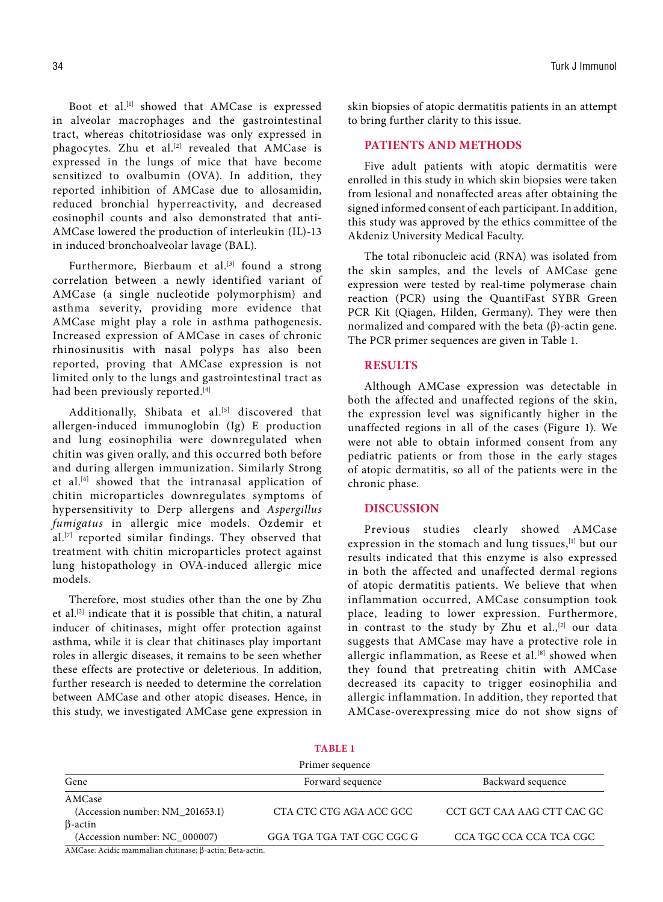Boot et al.[1] showed that AMCase is expressed in alveolar macrophages and the gastrointestinal tract, whereas chitotriosidase was only expressed in phagocytes. Zhu et al.[2] revealed that AMCase is expressed in the lungs of mice that have become sensitized to ovalbumin (OVA). In addition, they reported inhibition of AMCase due to allosamidin, reduced bronchial hyperreactivity, and decreased eosinophil counts and also demonstrated that anti-AMCase lowered the production of interleukin (IL)-13 in induced bronchoalveolar lavage (BAL).

Furthermore, Bierbaum et al.[3] found a strong correlation between a newly identified variant of AMCase (a single nucleotide polymorphism) and asthma severity, providing more evidence that AMCase might play a role in asthma pathogenesis. Increased expression of AMCase in cases of chronic rhinosinusitis with nasal polyps has also been reported, proving that AMCase expression is not limited only to the lungs and gastrointestinal tract as had been previously reported.[4]

Additionally, Shibata et al.[5] discovered that allergen-induced immunoglobin (Ig) E production and lung eosinophilia were downregulated when chitin was given orally, and this occurred both before and during allergen immunization. Similarly Strong et al.[6] showed that the intranasal application of chitin microparticles downregulates symptoms of hypersensitivity to Derp allergens and *Aspergillus fumigatus* in allergic mice models. Özdemir et al.[7] reported similar findings. They observed that treatment with chitin microparticles protect against lung histopathology in OVA-induced allergic mice models.

Therefore, most studies other than the one by Zhu et al.[2] indicate that it is possible that chitin, a natural inducer of chitinases, might offer protection against asthma, while it is clear that chitinases play important roles in allergic diseases, it remains to be seen whether these effects are protective or deleterious. In addition, further research is needed to determine the correlation between AMCase and other atopic diseases. Hence, in this study, we investigated AMCase gene expression in skin biopsies of atopic dermatitis patients in an attempt to bring further clarity to this issue.

## PATIENTS AND METHODS

Five adult patients with atopic dermatitis were enrolled in this study in which skin biopsies were taken from lesional and nonaffected areas after obtaining the signed informed consent of each participant. In addition, this study was approved by the ethics committee of the Akdeniz University Medical Faculty.

The total ribonucleic acid (RNA) was isolated from the skin samples, and the levels of AMCase gene expression were tested by real-time polymerase chain reaction (PCR) using the QuantiFast SYBR Green PCR Kit (Qiagen, Hilden, Germany). They were then normalized and compared with the beta (β)-actin gene. The PCR primer sequences are given in Table 1.

## RESULTS

Although AMCase expression was detectable in both the affected and unaffected regions of the skin, the expression level was significantly higher in the unaffected regions in all of the cases (Figure 1). We were not able to obtain informed consent from any pediatric patients or from those in the early stages of atopic dermatitis, so all of the patients were in the chronic phase.

## DISCUSSION

Previous studies clearly showed AMCase expression in the stomach and lung tissues,[1] but our results indicated that this enzyme is also expressed in both the affected and unaffected dermal regions of atopic dermatitis patients. We believe that when inflammation occurred, AMCase consumption took place, leading to lower expression. Furthermore, in contrast to the study by Zhu et al.,[2] our data suggests that AMCase may have a protective role in allergic inflammation, as Reese et al.[8] showed when they found that pretreating chitin with AMCase decreased its capacity to trigger eosinophilia and allergic inflammation. In addition, they reported that AMCase-overexpressing mice do not show signs of

**TABLE 1**

Primer sequence

| Gene | Forward sequence | Backward sequence |
|---|---|---|
| AMCase | | |
| (Accession number: NM_201653.1) | CTA CTC CTG AGA ACC GCC | CCT GCT CAA AAG CTT CAC GC |
| β-actin | | |
| (Accession number: NC_000007) | GGA TGA TGA TAT CGC CGC G | CCA TGC CCA CCA TCA CGC |

AMCase: Acidic mammalian chitinase; β-actin: Beta-actin.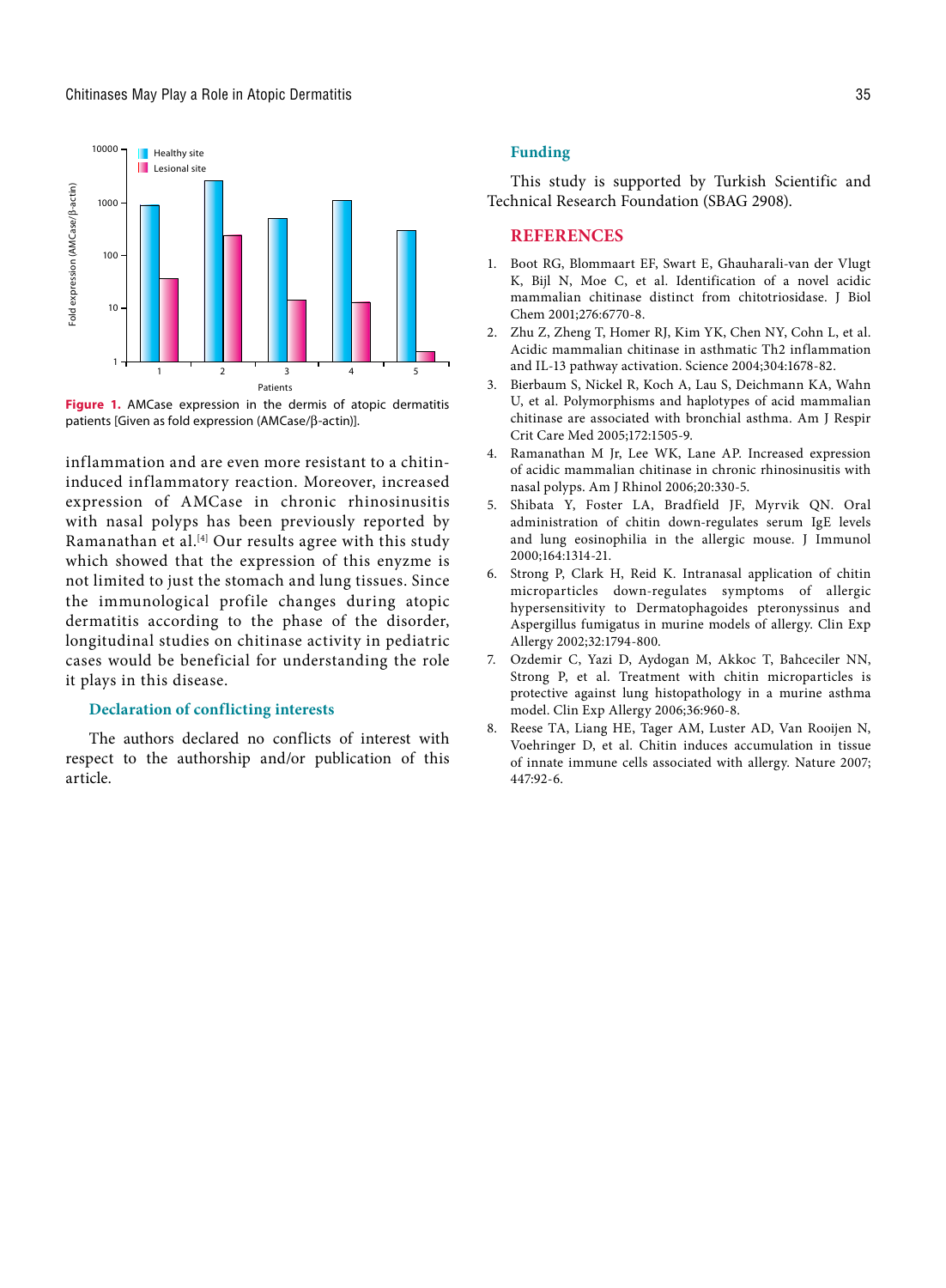10000

Healthy site

Lesional site

1000

100

10

1

Fold expression (AMCase/β-actin)

1 2 3 4 5

Patients

**Figure 1.** AMCase expression in the dermis of atopic dermatitis patients [Given as fold expression (AMCase/β-actin)].

inflammation and are even more resistant to a chitin-induced inflammatory reaction. Moreover, increased expression of AMCase in chronic rhinosinusitis with nasal polyps has been previously reported by Ramanathan et al.[4] Our results agree with this study which showed that the expression of this enyzme is not limited to just the stomach and lung tissues. Since the immunological profile changes during atopic dermatitis according to the phase of the disorder, longitudinal studies on chitinase activity in pediatric cases would be beneficial for understanding the role it plays in this disease.

## Declaration of conflicting interests

The authors declared no conflicts of interest with respect to the authorship and/or publication of this article.

## Funding

This study is supported by Turkish Scientific and Technical Research Foundation (SBAG 2908).

## REFERENCES

1. Boot RG, Blommaart EF, Swart E, Ghauharali-van der Vlugt K, Bijl N, Moe C, et al. Identification of a novel acidic mammalian chitinase distinct from chitotriosidase. J Biol Chem 2001;276:6770-8.
2. Zhu Z, Zheng T, Homer RJ, Kim YK, Chen NY, Cohn L, et al. Acidic mammalian chitinase in asthmatic Th2 inflammation and IL-13 pathway activation. Science 2004;304:1678-82.
3. Bierbaum S, Nickel R, Koch A, Lau S, Deichmann KA, Wahn U, et al. Polymorphisms and haplotypes of acid mammalian chitinase are associated with bronchial asthma. Am J Respir Crit Care Med 2005;172:1505-9.
4. Ramanathan M Jr, Lee WK, Lane AP. Increased expression of acidic mammalian chitinase in chronic rhinosinusitis with nasal polyps. Am J Rhinol 2006;20:330-5.
5. Shibata Y, Foster LA, Bradfield JF, Myrvik QN. Oral administration of chitin down-regulates serum IgE levels and lung eosinophilia in the allergic mouse. J Immunol 2000;164:1314-21.
6. Strong P, Clark H, Reid K. Intranasal application of chitin microparticles down-regulates symptoms of allergic hypersensitivity to Dermatophagoides pteronyssinus and Aspergillus fumigatus in murine models of allergy. Clin Exp Allergy 2002;32:1794-800.
7. Ozdemir C, Yazi D, Aydogan M, Akkoc T, Bahceciler NN, Strong P, et al. Treatment with chitin microparticles is protective against lung histopathology in a murine asthma model. Clin Exp Allergy 2006;36:960-8.
8. Reese TA, Liang HE, Tager AM, Luster AD, Van Rooijen N, Voehringer D, et al. Chitin induces accumulation in tissue of innate immune cells associated with allergy. Nature 2007; 447:92-6.